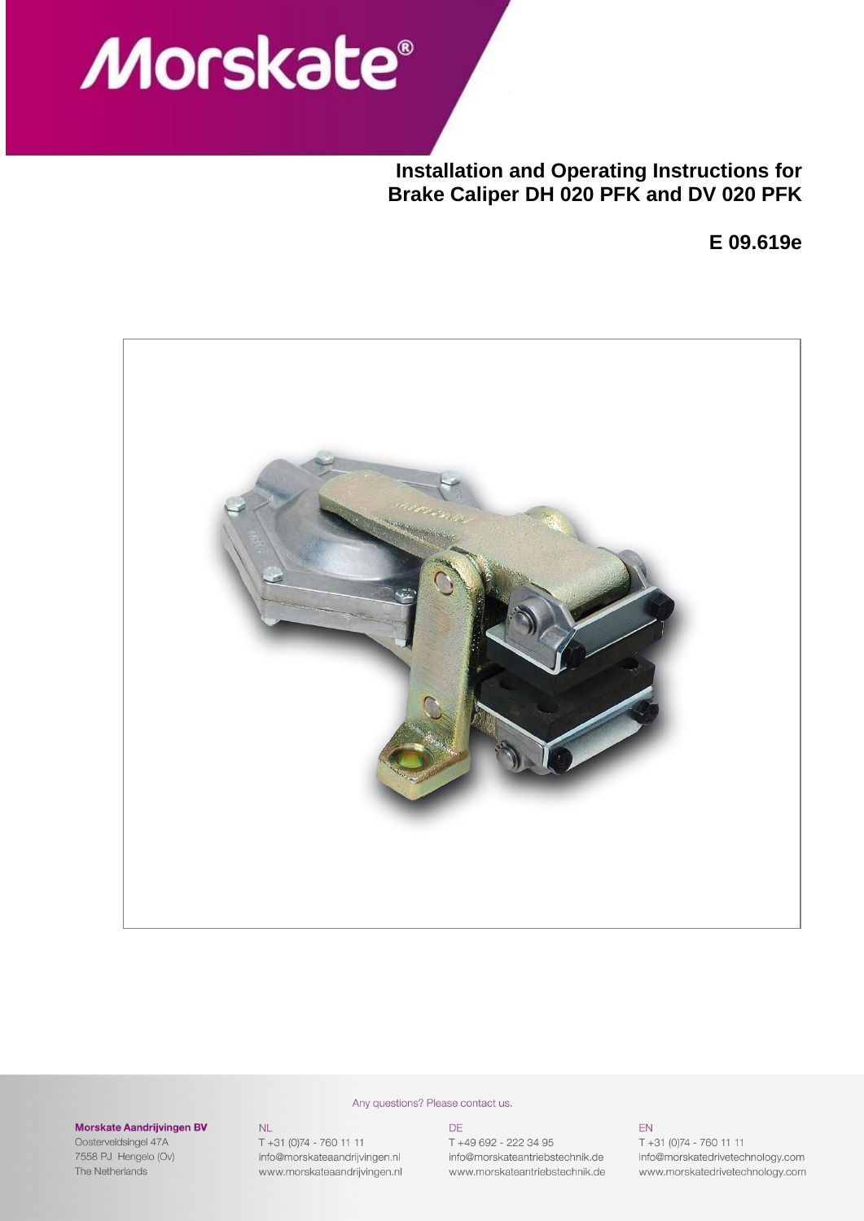Morskate®

# Installation and Operating Instructions for Brake Caliper DH 020 PFK and DV 020 PFK

**E 09.619e**

Any questions? Please contact us.

**Morskate Aandrijvingen BV**
Oosterveldsingel 47A
7558 PJ Hengelo (Ov)
The Netherlands

NL
T +31 (0)74 - 760 11 11
info@morskateaandrijvingen.nl
www.morskateaandrijvingen.nl

DE
T +49 692 - 222 34 95
info@morskateantriebstechnik.de
www.morskateantriebstechnik.de

EN
T +31 (0)74 - 760 11 11
info@morskatedrivetechnology.com
www.morskatedrivetechnology.com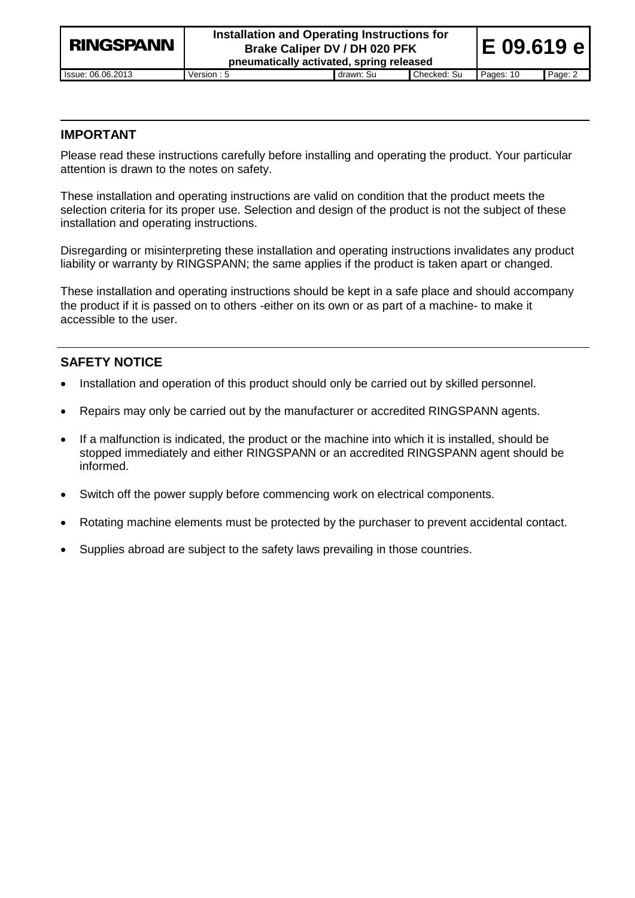## IMPORTANT

Please read these instructions carefully before installing and operating the product. Your particular attention is drawn to the notes on safety.

These installation and operating instructions are valid on condition that the product meets the selection criteria for its proper use. Selection and design of the product is not the subject of these installation and operating instructions.

Disregarding or misinterpreting these installation and operating instructions invalidates any product liability or warranty by RINGSPANN; the same applies if the product is taken apart or changed.

These installation and operating instructions should be kept in a safe place and should accompany the product if it is passed on to others -either on its own or as part of a machine- to make it accessible to the user.

## SAFETY NOTICE

- Installation and operation of this product should only be carried out by skilled personnel.
- Repairs may only be carried out by the manufacturer or accredited RINGSPANN agents.
- If a malfunction is indicated, the product or the machine into which it is installed, should be stopped immediately and either RINGSPANN or an accredited RINGSPANN agent should be informed.
- Switch off the power supply before commencing work on electrical components.
- Rotating machine elements must be protected by the purchaser to prevent accidental contact.
- Supplies abroad are subject to the safety laws prevailing in those countries.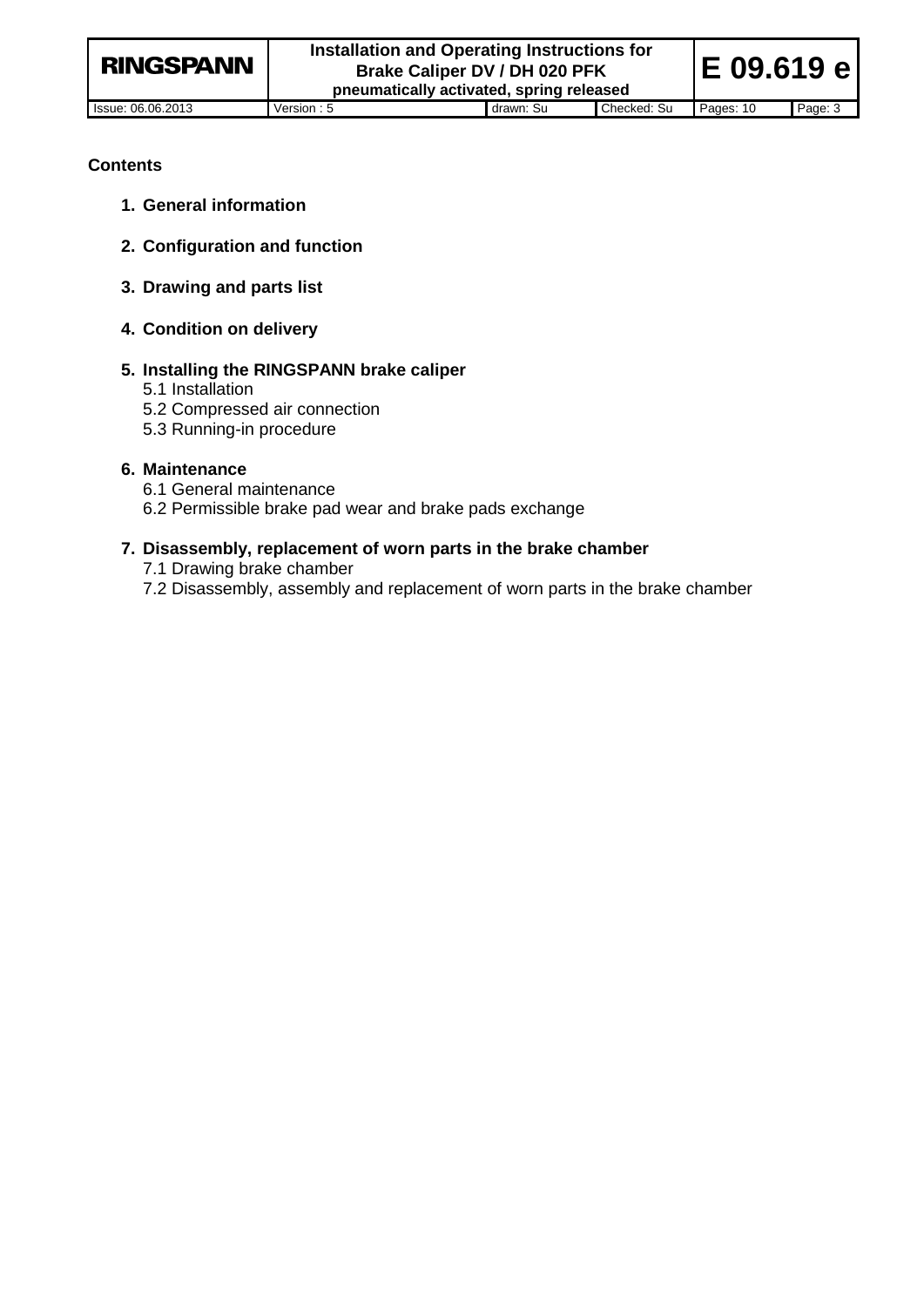**Contents**

1. **General information**
2. **Configuration and function**
3. **Drawing and parts list**
4. **Condition on delivery**
5. **Installing the RINGSPANN brake caliper**
   - 5.1 Installation
   - 5.2 Compressed air connection
   - 5.3 Running-in procedure
6. **Maintenance**
   - 6.1 General maintenance
   - 6.2 Permissible brake pad wear and brake pads exchange
7. **Disassembly, replacement of worn parts in the brake chamber**
   - 7.1 Drawing brake chamber
   - 7.2 Disassembly, assembly and replacement of worn parts in the brake chamber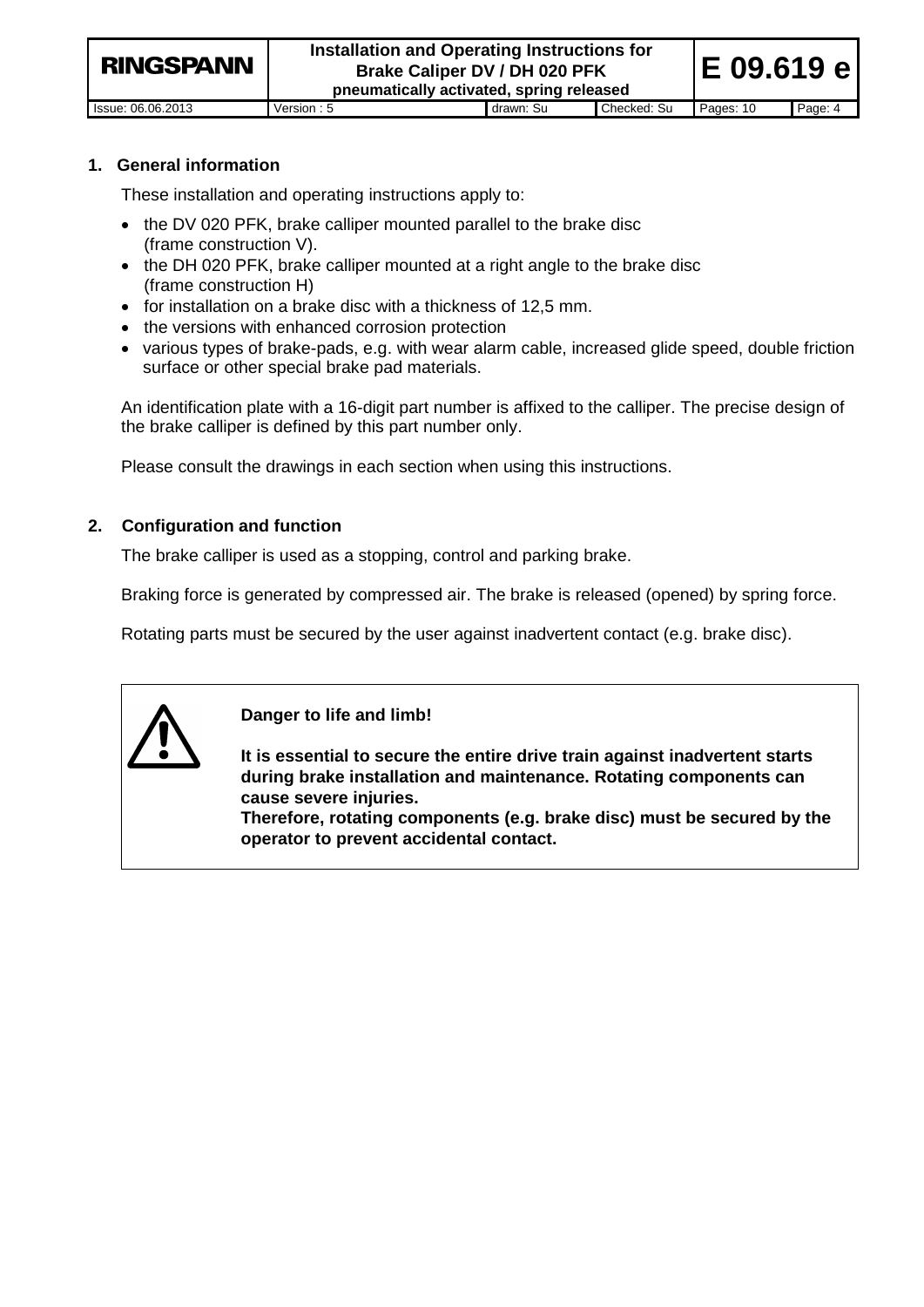## 1. General information

These installation and operating instructions apply to:

- the DV 020 PFK, brake calliper mounted parallel to the brake disc (frame construction V).
- the DH 020 PFK, brake calliper mounted at a right angle to the brake disc (frame construction H)
- for installation on a brake disc with a thickness of 12,5 mm.
- the versions with enhanced corrosion protection
- various types of brake-pads, e.g. with wear alarm cable, increased glide speed, double friction surface or other special brake pad materials.

An identification plate with a 16-digit part number is affixed to the calliper. The precise design of the brake calliper is defined by this part number only.

Please consult the drawings in each section when using this instructions.

## 2. Configuration and function

The brake calliper is used as a stopping, control and parking brake.

Braking force is generated by compressed air. The brake is released (opened) by spring force.

Rotating parts must be secured by the user against inadvertent contact (e.g. brake disc).

**Danger to life and limb!**

**It is essential to secure the entire drive train against inadvertent starts during brake installation and maintenance. Rotating components can cause severe injuries.**
**Therefore, rotating components (e.g. brake disc) must be secured by the operator to prevent accidental contact.**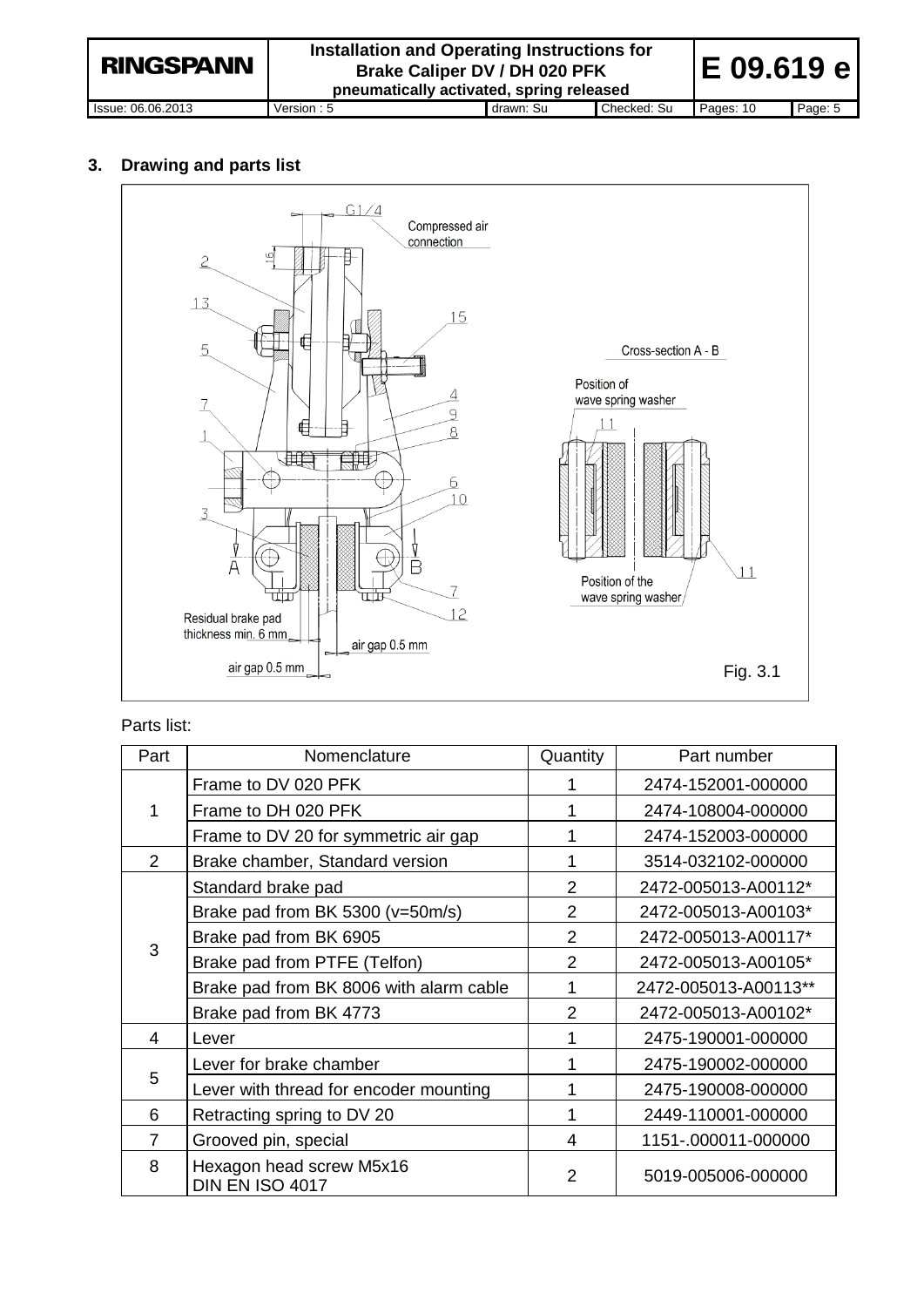## 3. Drawing and parts list

Fig. 3.1

Parts list:

| Part | Nomenclature | Quantity | Part number |
|---|---|---|---|
| 1 | Frame to DV 020 PFK | 1 | 2474-152001-000000 |
| | Frame to DH 020 PFK | 1 | 2474-108004-000000 |
| | Frame to DV 20 for symmetric air gap | 1 | 2474-152003-000000 |
| 2 | Brake chamber, Standard version | 1 | 3514-032102-000000 |
| 3 | Standard brake pad | 2 | 2472-005013-A00112* |
| | Brake pad from BK 5300 (v=50m/s) | 2 | 2472-005013-A00103* |
| | Brake pad from BK 6905 | 2 | 2472-005013-A00117* |
| | Brake pad from PTFE (Telfon) | 2 | 2472-005013-A00105* |
| | Brake pad from BK 8006 with alarm cable | 1 | 2472-005013-A00113** |
| | Brake pad from BK 4773 | 2 | 2472-005013-A00102* |
| 4 | Lever | 1 | 2475-190001-000000 |
| 5 | Lever for brake chamber | 1 | 2475-190002-000000 |
| | Lever with thread for encoder mounting | 1 | 2475-190008-000000 |
| 6 | Retracting spring to DV 20 | 1 | 2449-110001-000000 |
| 7 | Grooved pin, special | 4 | 1151-.000011-000000 |
| 8 | Hexagon head screw M5x16 DIN EN ISO 4017 | 2 | 5019-005006-000000 |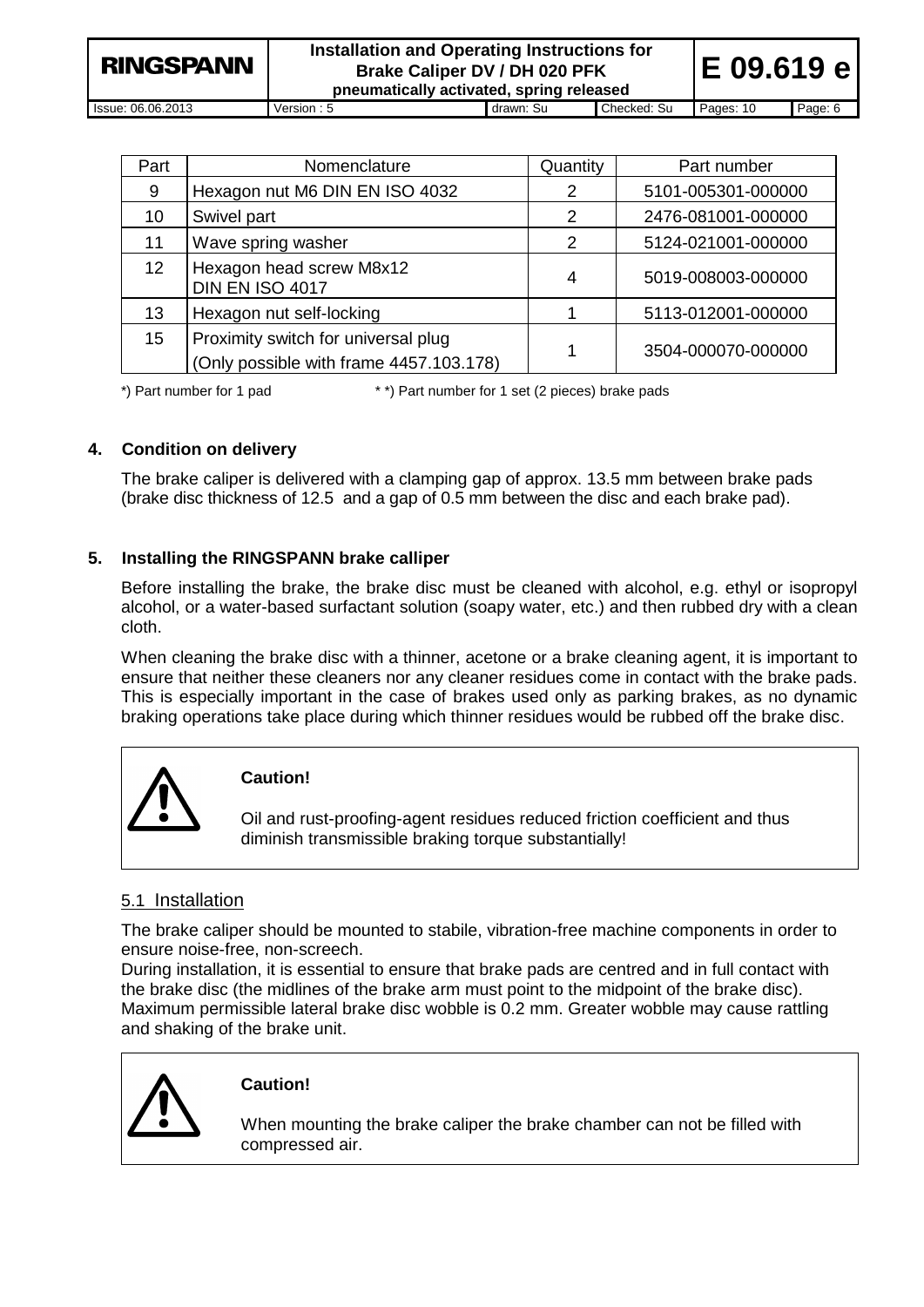| Part | Nomenclature | Quantity | Part number |
|---|---|---|---|
| 9 | Hexagon nut M6 DIN EN ISO 4032 | 2 | 5101-005301-000000 |
| 10 | Swivel part | 2 | 2476-081001-000000 |
| 11 | Wave spring washer | 2 | 5124-021001-000000 |
| 12 | Hexagon head screw M8x12 DIN EN ISO 4017 | 4 | 5019-008003-000000 |
| 13 | Hexagon nut self-locking | 1 | 5113-012001-000000 |
| 15 | Proximity switch for universal plug (Only possible with frame 4457.103.178) | 1 | 3504-000070-000000 |

*) Part number for 1 pad　　　　* *) Part number for 1 set (2 pieces) brake pads

## 4. Condition on delivery

The brake caliper is delivered with a clamping gap of approx. 13.5 mm between brake pads (brake disc thickness of 12.5 and a gap of 0.5 mm between the disc and each brake pad).

## 5. Installing the RINGSPANN brake calliper

Before installing the brake, the brake disc must be cleaned with alcohol, e.g. ethyl or isopropyl alcohol, or a water-based surfactant solution (soapy water, etc.) and then rubbed dry with a clean cloth.

When cleaning the brake disc with a thinner, acetone or a brake cleaning agent, it is important to ensure that neither these cleaners nor any cleaner residues come in contact with the brake pads. This is especially important in the case of brakes used only as parking brakes, as no dynamic braking operations take place during which thinner residues would be rubbed off the brake disc.

> **Caution!**
>
> Oil and rust-proofing-agent residues reduced friction coefficient and thus diminish transmissible braking torque substantially!

### 5.1 Installation

The brake caliper should be mounted to stabile, vibration-free machine components in order to ensure noise-free, non-screech.
During installation, it is essential to ensure that brake pads are centred and in full contact with the brake disc (the midlines of the brake arm must point to the midpoint of the brake disc). Maximum permissible lateral brake disc wobble is 0.2 mm. Greater wobble may cause rattling and shaking of the brake unit.

> **Caution!**
>
> When mounting the brake caliper the brake chamber can not be filled with compressed air.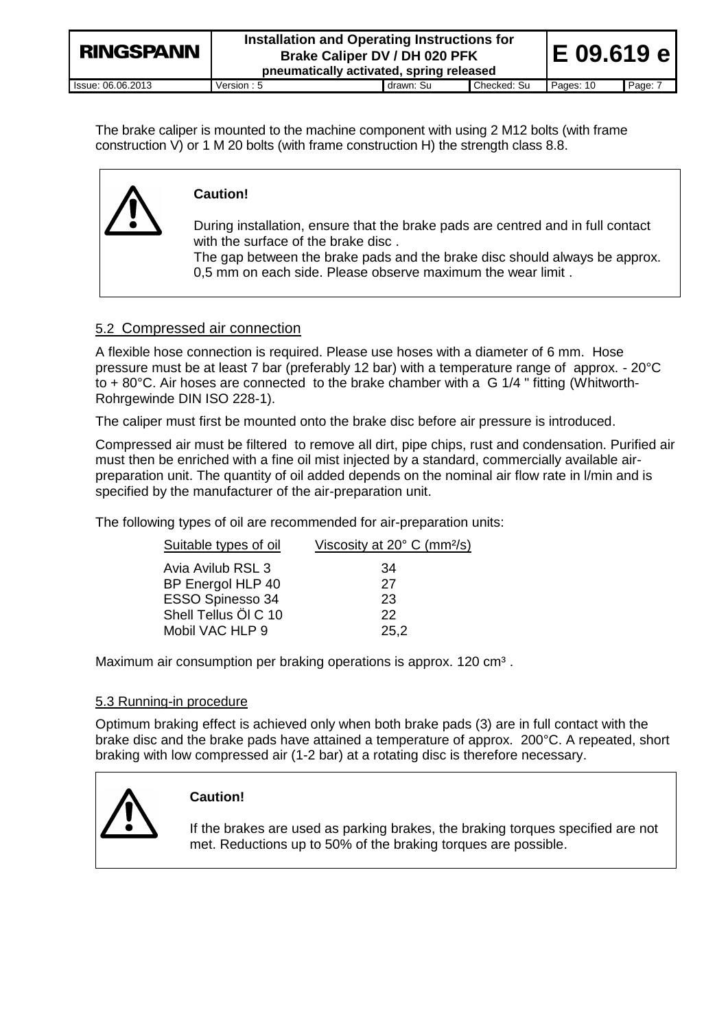The brake caliper is mounted to the machine component with using 2 M12 bolts (with frame construction V) or 1 M 20 bolts (with frame construction H) the strength class 8.8.

> **Caution!**
>
> During installation, ensure that the brake pads are centred and in full contact with the surface of the brake disc .
> The gap between the brake pads and the brake disc should always be approx. 0,5 mm on each side. Please observe maximum the wear limit .

## 5.2 Compressed air connection

A flexible hose connection is required. Please use hoses with a diameter of 6 mm. Hose pressure must be at least 7 bar (preferably 12 bar) with a temperature range of approx. - 20°C to + 80°C. Air hoses are connected to the brake chamber with a G 1/4 " fitting (Whitworth-Rohrgewinde DIN ISO 228-1).

The caliper must first be mounted onto the brake disc before air pressure is introduced.

Compressed air must be filtered to remove all dirt, pipe chips, rust and condensation. Purified air must then be enriched with a fine oil mist injected by a standard, commercially available air-preparation unit. The quantity of oil added depends on the nominal air flow rate in l/min and is specified by the manufacturer of the air-preparation unit.

The following types of oil are recommended for air-preparation units:

| Suitable types of oil | Viscosity at 20° C ($mm^2/s$) |
|---|---|
| Avia Avilub RSL 3 | 34 |
| BP Energol HLP 40 | 27 |
| ESSO Spinesso 34 | 23 |
| Shell Tellus Öl C 10 | 22 |
| Mobil VAC HLP 9 | 25,2 |

Maximum air consumption per braking operations is approx. 120 $cm^3$ .

## 5.3 Running-in procedure

Optimum braking effect is achieved only when both brake pads (3) are in full contact with the brake disc and the brake pads have attained a temperature of approx. 200°C. A repeated, short braking with low compressed air (1-2 bar) at a rotating disc is therefore necessary.

> **Caution!**
>
> If the brakes are used as parking brakes, the braking torques specified are not met. Reductions up to 50% of the braking torques are possible.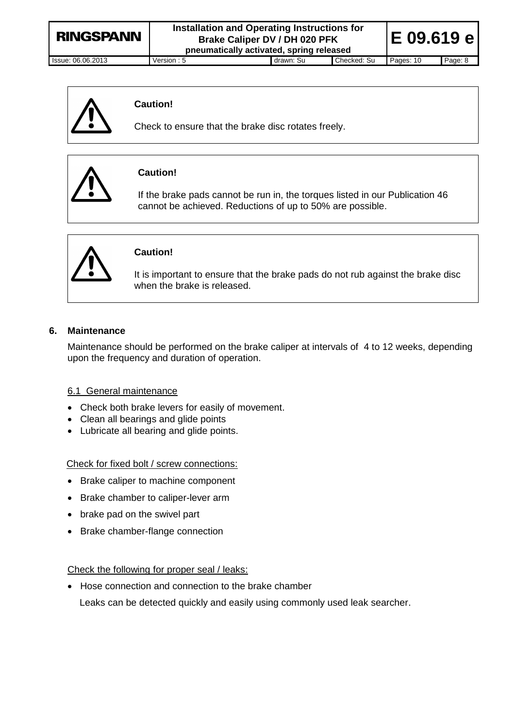**Caution!**

Check to ensure that the brake disc rotates freely.

**Caution!**

If the brake pads cannot be run in, the torques listed in our Publication 46 cannot be achieved. Reductions of up to 50% are possible.

**Caution!**

It is important to ensure that the brake pads do not rub against the brake disc when the brake is released.

## 6. Maintenance

Maintenance should be performed on the brake caliper at intervals of 4 to 12 weeks, depending upon the frequency and duration of operation.

### 6.1 General maintenance

- Check both brake levers for easily of movement.
- Clean all bearings and glide points
- Lubricate all bearing and glide points.

Check for fixed bolt / screw connections:

- Brake caliper to machine component
- Brake chamber to caliper-lever arm
- brake pad on the swivel part
- Brake chamber-flange connection

Check the following for proper seal / leaks:

- Hose connection and connection to the brake chamber

  Leaks can be detected quickly and easily using commonly used leak searcher.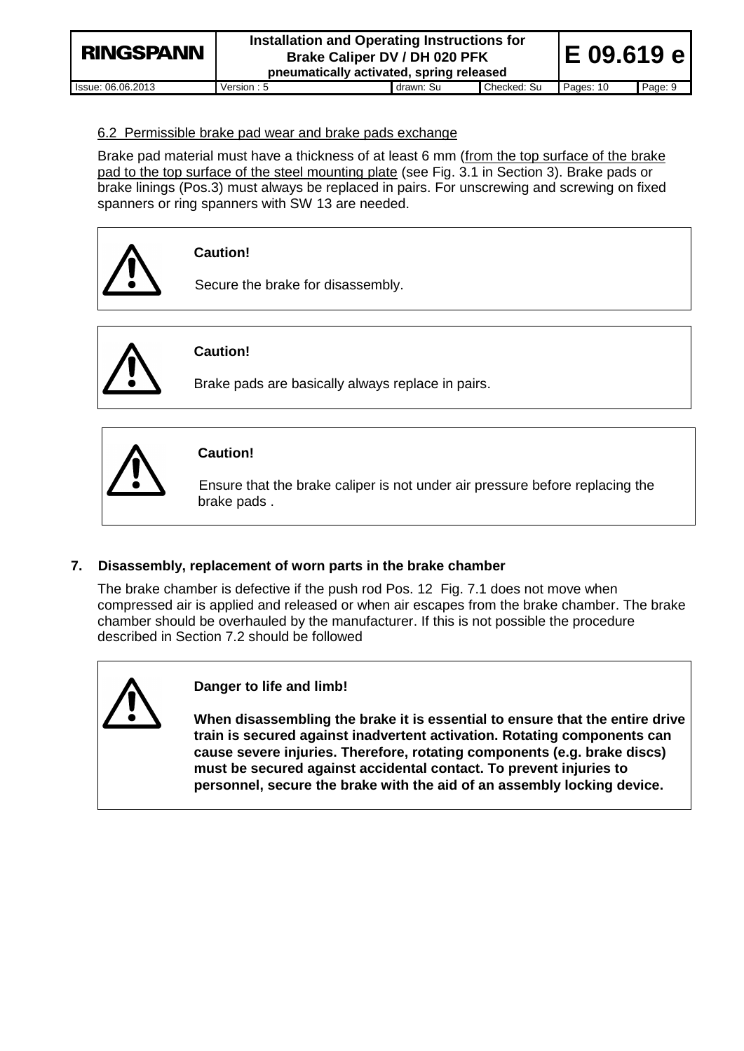6.2 Permissible brake pad wear and brake pads exchange

Brake pad material must have a thickness of at least 6 mm (from the top surface of the brake pad to the top surface of the steel mounting plate (see Fig. 3.1 in Section 3). Brake pads or brake linings (Pos.3) must always be replaced in pairs. For unscrewing and screwing on fixed spanners or ring spanners with SW 13 are needed.

> ⚠ **Caution!**
>
> Secure the brake for disassembly.

> ⚠ **Caution!**
>
> Brake pads are basically always replace in pairs.

> ⚠ **Caution!**
>
> Ensure that the brake caliper is not under air pressure before replacing the brake pads .

## 7. Disassembly, replacement of worn parts in the brake chamber

The brake chamber is defective if the push rod Pos. 12 Fig. 7.1 does not move when compressed air is applied and released or when air escapes from the brake chamber. The brake chamber should be overhauled by the manufacturer. If this is not possible the procedure described in Section 7.2 should be followed

> ⚠ **Danger to life and limb!**
>
> **When disassembling the brake it is essential to ensure that the entire drive train is secured against inadvertent activation. Rotating components can cause severe injuries. Therefore, rotating components (e.g. brake discs) must be secured against accidental contact. To prevent injuries to personnel, secure the brake with the aid of an assembly locking device.**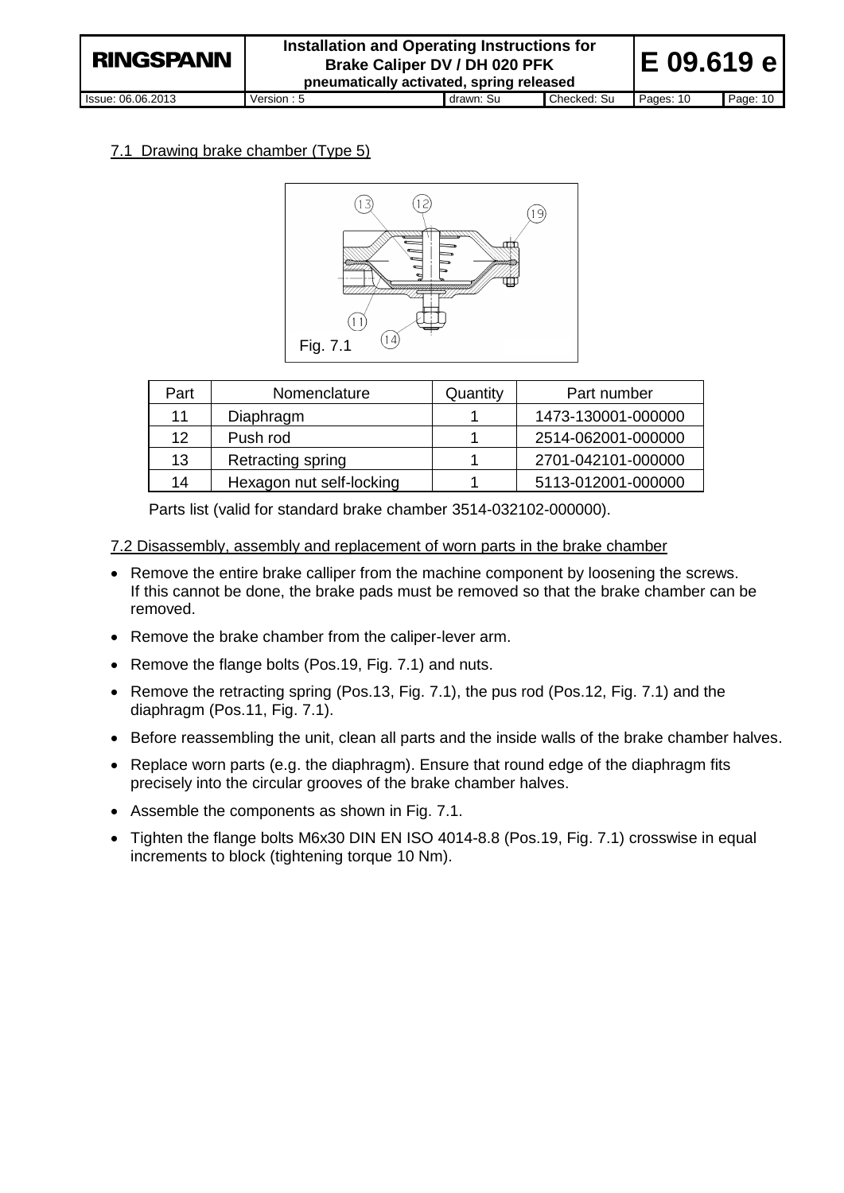## 7.1 Drawing brake chamber (Type 5)

Fig. 7.1

| Part | Nomenclature | Quantity | Part number |
|---|---|---|---|
| 11 | Diaphragm | 1 | 1473-130001-000000 |
| 12 | Push rod | 1 | 2514-062001-000000 |
| 13 | Retracting spring | 1 | 2701-042101-000000 |
| 14 | Hexagon nut self-locking | 1 | 5113-012001-000000 |

Parts list (valid for standard brake chamber 3514-032102-000000).

## 7.2 Disassembly, assembly and replacement of worn parts in the brake chamber

- Remove the entire brake calliper from the machine component by loosening the screws. If this cannot be done, the brake pads must be removed so that the brake chamber can be removed.
- Remove the brake chamber from the caliper-lever arm.
- Remove the flange bolts (Pos.19, Fig. 7.1) and nuts.
- Remove the retracting spring (Pos.13, Fig. 7.1), the pus rod (Pos.12, Fig. 7.1) and the diaphragm (Pos.11, Fig. 7.1).
- Before reassembling the unit, clean all parts and the inside walls of the brake chamber halves.
- Replace worn parts (e.g. the diaphragm). Ensure that round edge of the diaphragm fits precisely into the circular grooves of the brake chamber halves.
- Assemble the components as shown in Fig. 7.1.
- Tighten the flange bolts M6x30 DIN EN ISO 4014-8.8 (Pos.19, Fig. 7.1) crosswise in equal increments to block (tightening torque 10 Nm).